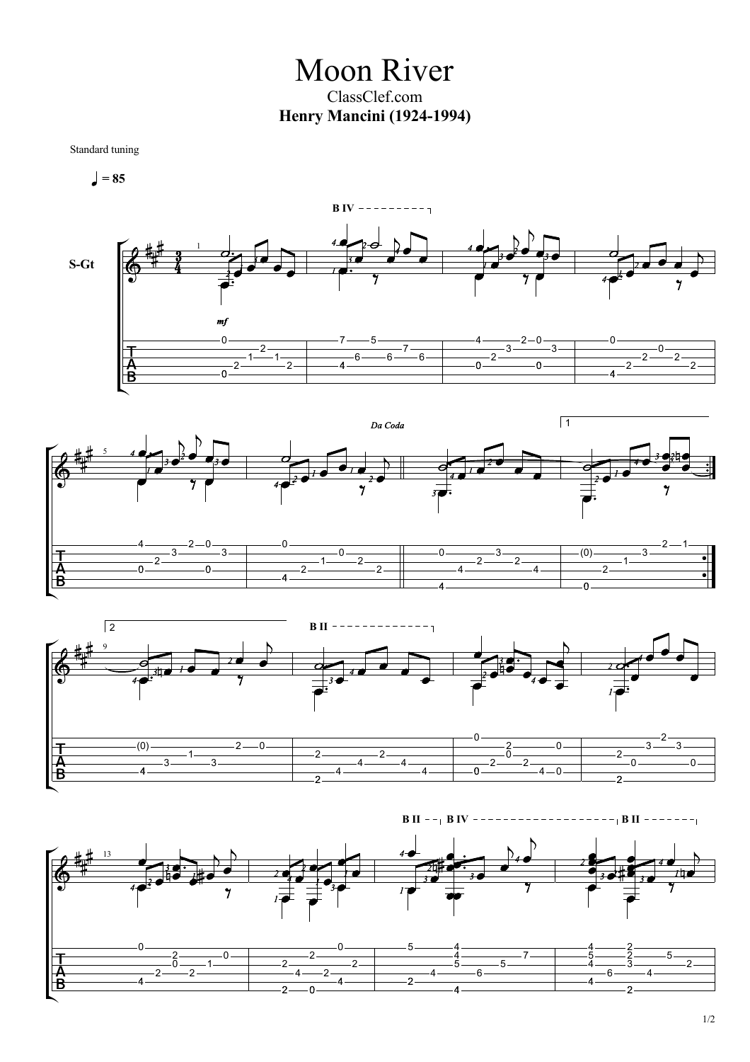# Moon River

ClassClef.com

**Henry Mancini (1924-1994)**

Standard tuning

♩ = 85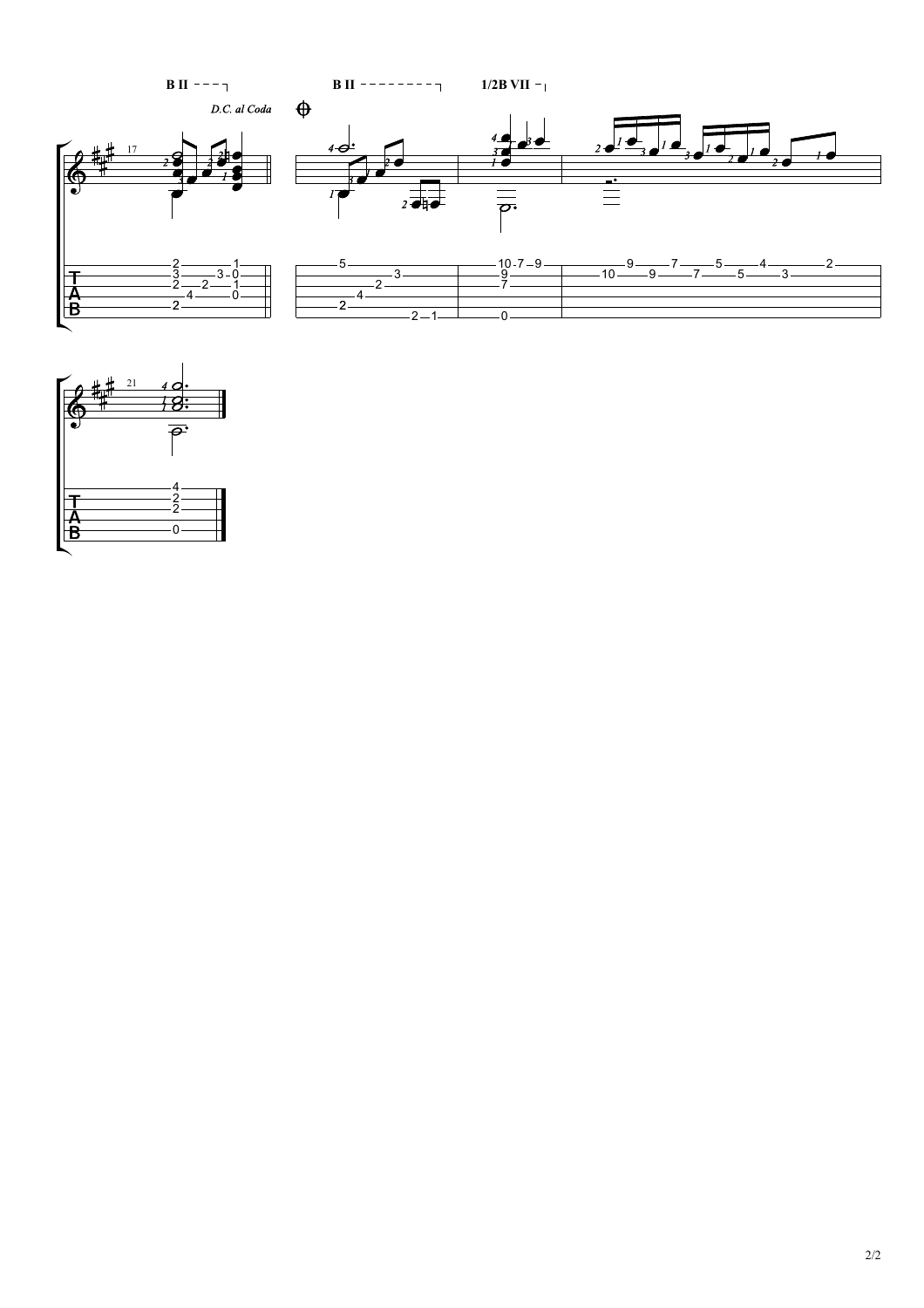B II

D.C. al Coda

B II

1/2B VII